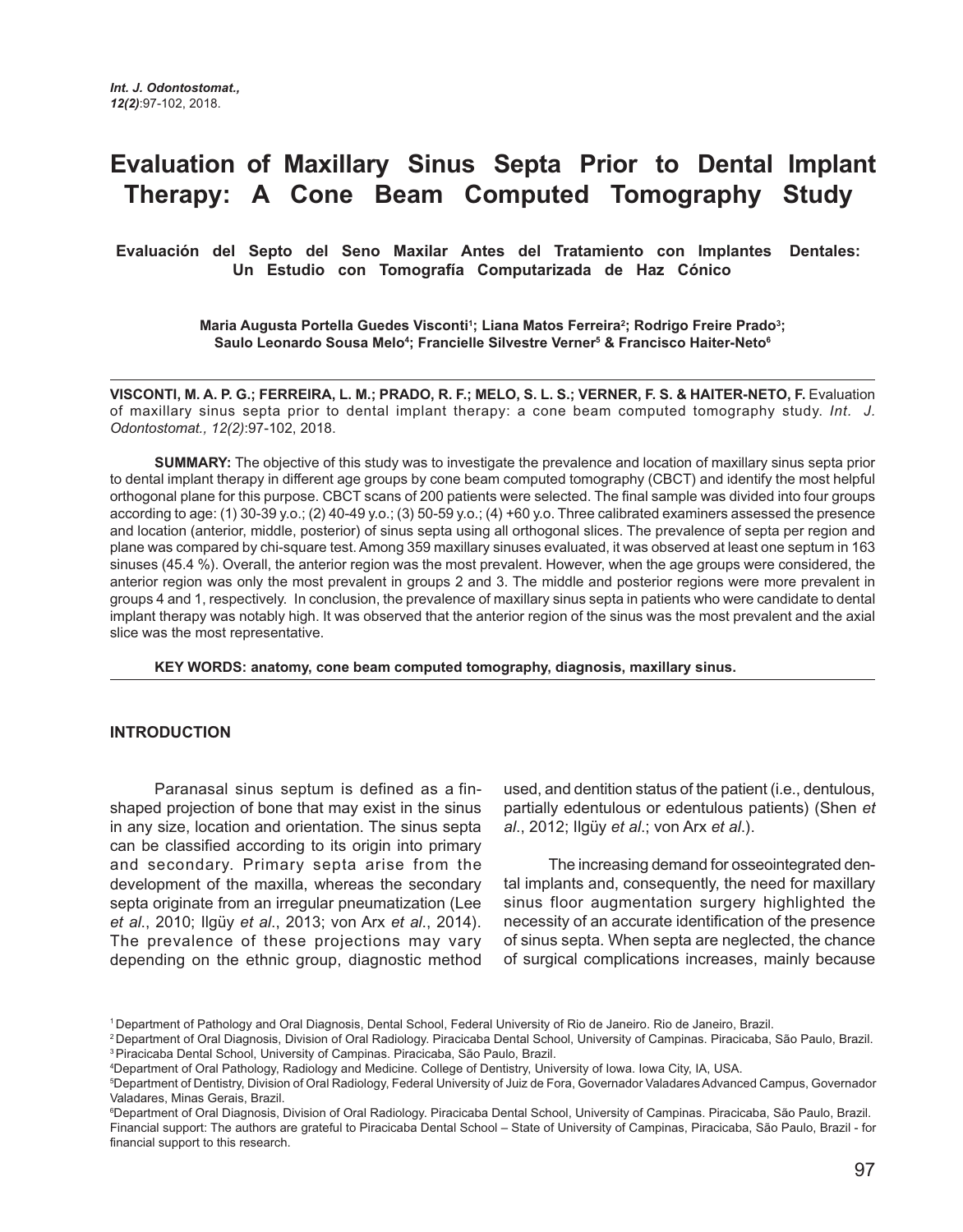# Evaluation of Maxillary Sinus Septa Prior to Dental Implant Therapy: A Cone Beam Computed Tomography Study

### Evaluación del Septo del Seno Maxilar Antes del Tratamiento con Implantes Dentales: Un Estudio con Tomografía Computarizada de Haz Cónico

**Maria Augusta Portella Guedes Visconti[1]; Liana Matos Ferreira[2]; Rodrigo Freire Prado[3]; Saulo Leonardo Sousa Melo[4]; Francielle Silvestre Verner[5] & Francisco Haiter-Neto[6]**

**VISCONTI, M. A. P. G.; FERREIRA, L. M.; PRADO, R. F.; MELO, S. L. S.; VERNER, F. S. & HAITER-NETO, F.** Evaluation of maxillary sinus septa prior to dental implant therapy: a cone beam computed tomography study. *Int. J. Odontostomat., 12(2)*:97-102, 2018.

**SUMMARY:** The objective of this study was to investigate the prevalence and location of maxillary sinus septa prior to dental implant therapy in different age groups by cone beam computed tomography (CBCT) and identify the most helpful orthogonal plane for this purpose. CBCT scans of 200 patients were selected. The final sample was divided into four groups according to age: (1) 30-39 y.o.; (2) 40-49 y.o.; (3) 50-59 y.o.; (4) +60 y.o. Three calibrated examiners assessed the presence and location (anterior, middle, posterior) of sinus septa using all orthogonal planes. The prevalence of septa per region and plane was compared by chi-square test. Among 359 maxillary sinuses evaluated, it was observed at least one septum in 163 sinuses (45.4 %). Overall, the anterior region was the most prevalent. However, when the age groups were considered, the anterior region was only the most prevalent in groups 2 and 3. The middle and posterior regions were more prevalent in groups 4 and 1, respectively. In conclusion, the prevalence of maxillary sinus septa in patients who were candidate to dental implant therapy was notably high. It was observed that the anterior region of the sinus was the most prevalent and the axial slice was the most representative.

**KEY WORDS: anatomy, cone beam computed tomography, diagnosis, maxillary sinus.**

## INTRODUCTION

Paranasal sinus septum is defined as a fin-shaped projection of bone that may exist in the sinus in any size, location and orientation. The sinus septa can be classified according to its origin into primary and secondary. Primary septa arise from the development of the maxilla, whereas the secondary septa originate from an irregular pneumatization (Lee *et al*., 2010; Ilgüy *et al*., 2013; von Arx *et al*., 2014). The prevalence of these projections may vary depending on the ethnic group, diagnostic method used, and dentition status of the patient (i.e., dentulous, partially edentulous or edentulous patients) (Shen *et al*., 2012; Ilgüy *et al*.; von Arx *et al*.).

The increasing demand for osseointegrated dental implants and, consequently, the need for maxillary sinus floor augmentation surgery highlighted the necessity of an accurate identification of the presence of sinus septa. When septa are neglected, the chance of surgical complications increases, mainly because

[1] Department of Pathology and Oral Diagnosis, Dental School, Federal University of Rio de Janeiro. Rio de Janeiro, Brazil.
[2] Department of Oral Diagnosis, Division of Oral Radiology. Piracicaba Dental School, University of Campinas. Piracicaba, São Paulo, Brazil.
[3] Piracicaba Dental School, University of Campinas. Piracicaba, São Paulo, Brazil.
[4] Department of Oral Pathology, Radiology and Medicine. College of Dentistry, University of Iowa. Iowa City, IA, USA.
[5] Department of Dentistry, Division of Oral Radiology, Federal University of Juiz de Fora, Governador Valadares Advanced Campus, Governador Valadares, Minas Gerais, Brazil.
[6] Department of Oral Diagnosis, Division of Oral Radiology. Piracicaba Dental School, University of Campinas. Piracicaba, São Paulo, Brazil.
Financial support: The authors are grateful to Piracicaba Dental School – State of University of Campinas, Piracicaba, São Paulo, Brazil - for financial support to this research.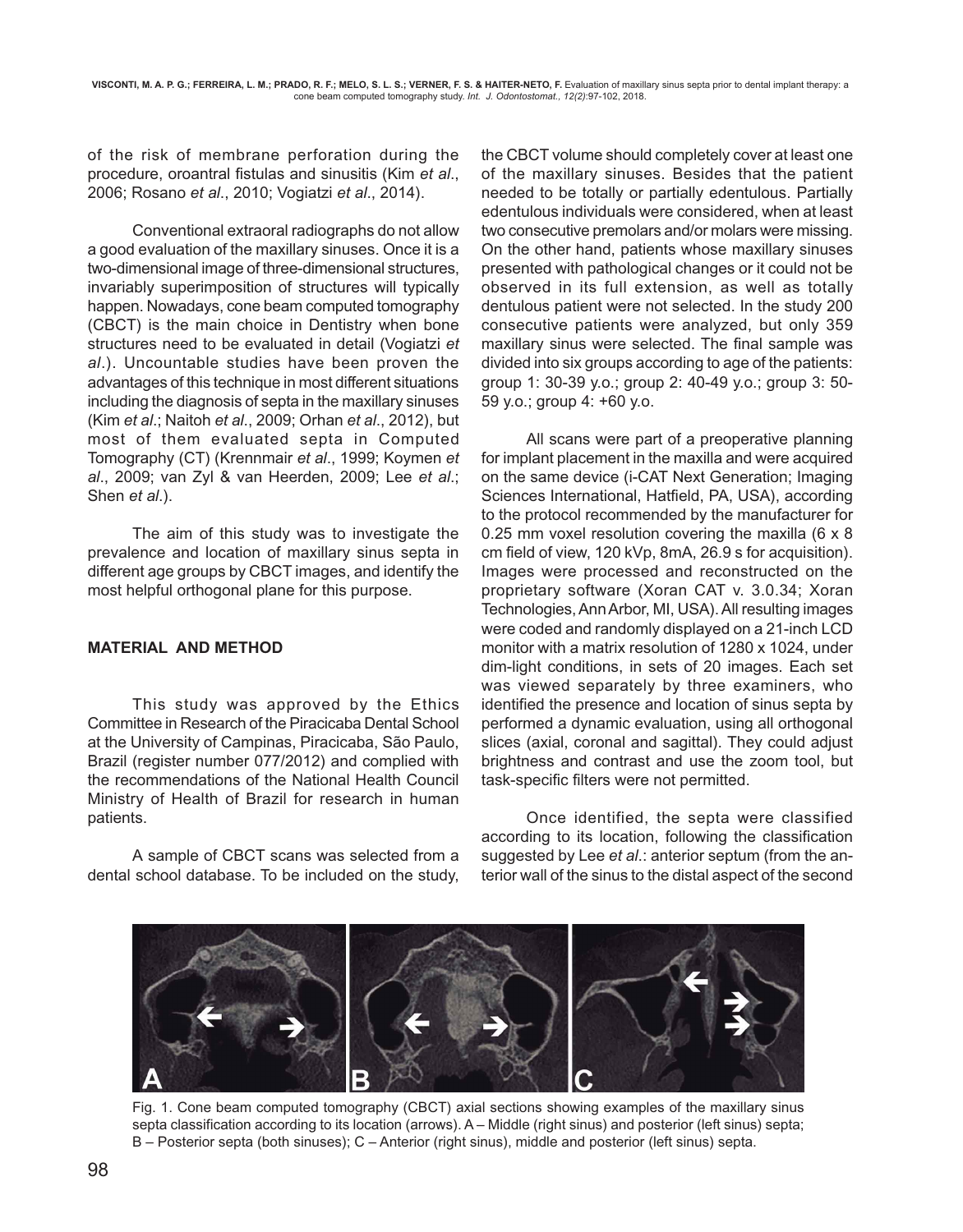of the risk of membrane perforation during the procedure, oroantral fistulas and sinusitis (Kim *et al*., 2006; Rosano *et al*., 2010; Vogiatzi *et al*., 2014).

Conventional extraoral radiographs do not allow a good evaluation of the maxillary sinuses. Once it is a two-dimensional image of three-dimensional structures, invariably superimposition of structures will typically happen. Nowadays, cone beam computed tomography (CBCT) is the main choice in Dentistry when bone structures need to be evaluated in detail (Vogiatzi *et al*.). Uncountable studies have been proven the advantages of this technique in most different situations including the diagnosis of septa in the maxillary sinuses (Kim *et al*.; Naitoh *et al*., 2009; Orhan *et al*., 2012), but most of them evaluated septa in Computed Tomography (CT) (Krennmair *et al*., 1999; Koymen *et al*., 2009; van Zyl & van Heerden, 2009; Lee *et al*.; Shen *et al*.).

The aim of this study was to investigate the prevalence and location of maxillary sinus septa in different age groups by CBCT images, and identify the most helpful orthogonal plane for this purpose.

## MATERIAL AND METHOD

This study was approved by the Ethics Committee in Research of the Piracicaba Dental School at the University of Campinas, Piracicaba, São Paulo, Brazil (register number 077/2012) and complied with the recommendations of the National Health Council Ministry of Health of Brazil for research in human patients.

A sample of CBCT scans was selected from a dental school database. To be included on the study, the CBCT volume should completely cover at least one of the maxillary sinuses. Besides that the patient needed to be totally or partially edentulous. Partially edentulous individuals were considered, when at least two consecutive premolars and/or molars were missing. On the other hand, patients whose maxillary sinuses presented with pathological changes or it could not be observed in its full extension, as well as totally dentulous patient were not selected. In the study 200 consecutive patients were analyzed, but only 359 maxillary sinus were selected. The final sample was divided into six groups according to age of the patients: group 1: 30-39 y.o.; group 2: 40-49 y.o.; group 3: 50-59 y.o.; group 4: +60 y.o.

All scans were part of a preoperative planning for implant placement in the maxilla and were acquired on the same device (i-CAT Next Generation; Imaging Sciences International, Hatfield, PA, USA), according to the protocol recommended by the manufacturer for 0.25 mm voxel resolution covering the maxilla (6 x 8 cm field of view, 120 kVp, 8mA, 26.9 s for acquisition). Images were processed and reconstructed on the proprietary software (Xoran CAT v. 3.0.34; Xoran Technologies, Ann Arbor, MI, USA). All resulting images were coded and randomly displayed on a 21-inch LCD monitor with a matrix resolution of 1280 x 1024, under dim-light conditions, in sets of 20 images. Each set was viewed separately by three examiners, who identified the presence and location of sinus septa by performed a dynamic evaluation, using all orthogonal slices (axial, coronal and sagittal). They could adjust brightness and contrast and use the zoom tool, but task-specific filters were not permitted.

Once identified, the septa were classified according to its location, following the classification suggested by Lee *et al*.: anterior septum (from the anterior wall of the sinus to the distal aspect of the second

Fig. 1. Cone beam computed tomography (CBCT) axial sections showing examples of the maxillary sinus septa classification according to its location (arrows). A – Middle (right sinus) and posterior (left sinus) septa; B – Posterior septa (both sinuses); C – Anterior (right sinus), middle and posterior (left sinus) septa.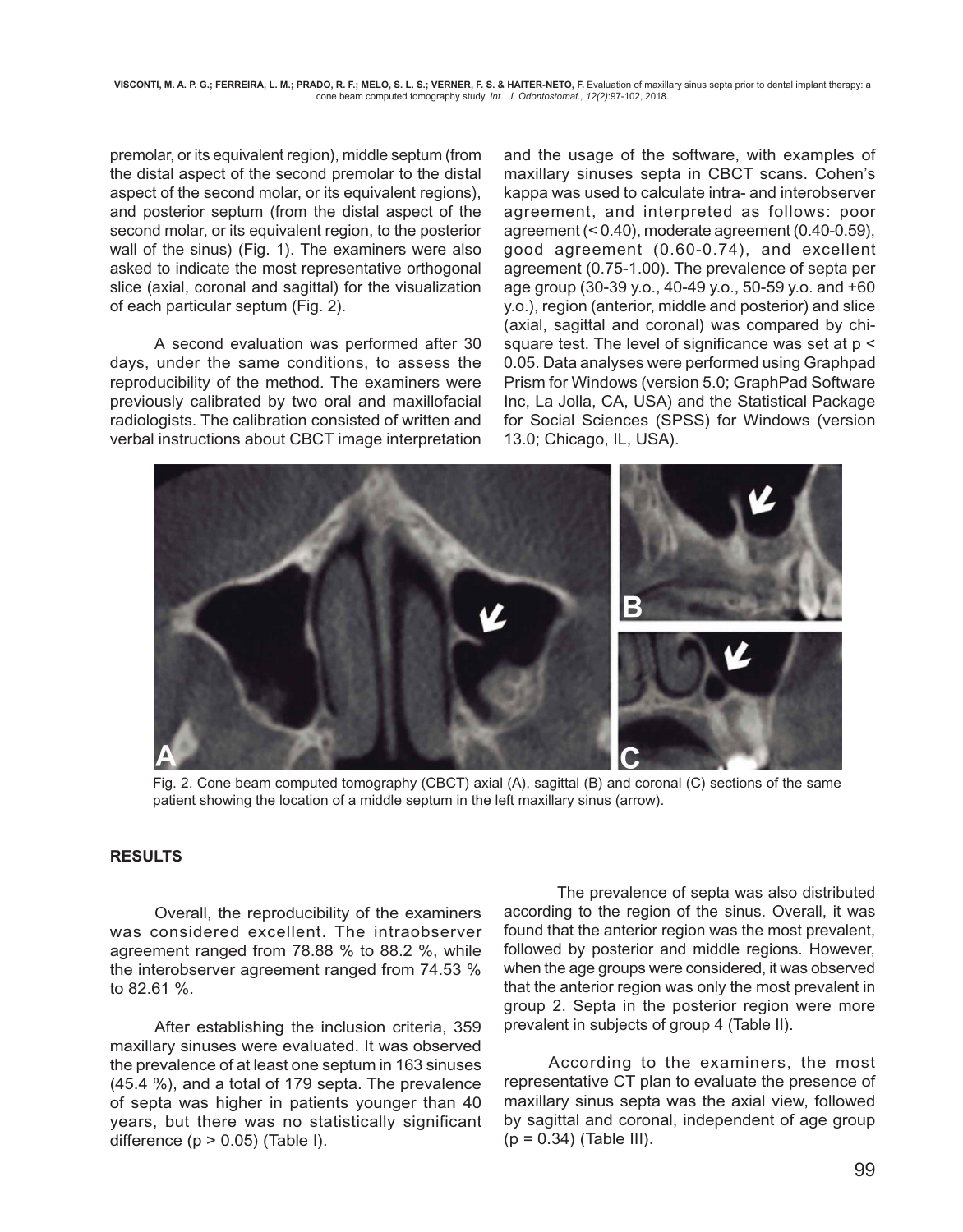premolar, or its equivalent region), middle septum (from the distal aspect of the second premolar to the distal aspect of the second molar, or its equivalent regions), and posterior septum (from the distal aspect of the second molar, or its equivalent region, to the posterior wall of the sinus) (Fig. 1). The examiners were also asked to indicate the most representative orthogonal slice (axial, coronal and sagittal) for the visualization of each particular septum (Fig. 2).

A second evaluation was performed after 30 days, under the same conditions, to assess the reproducibility of the method. The examiners were previously calibrated by two oral and maxillofacial radiologists. The calibration consisted of written and verbal instructions about CBCT image interpretation and the usage of the software, with examples of maxillary sinuses septa in CBCT scans. Cohen's kappa was used to calculate intra- and interobserver agreement, and interpreted as follows: poor agreement (< 0.40), moderate agreement (0.40-0.59), good agreement (0.60-0.74), and excellent agreement (0.75-1.00). The prevalence of septa per age group (30-39 y.o., 40-49 y.o., 50-59 y.o. and +60 y.o.), region (anterior, middle and posterior) and slice (axial, sagittal and coronal) was compared by chi-square test. The level of significance was set at $p < 0.05$. Data analyses were performed using Graphpad Prism for Windows (version 5.0; GraphPad Software Inc, La Jolla, CA, USA) and the Statistical Package for Social Sciences (SPSS) for Windows (version 13.0; Chicago, IL, USA).

Fig. 2. Cone beam computed tomography (CBCT) axial (A), sagittal (B) and coronal (C) sections of the same patient showing the location of a middle septum in the left maxillary sinus (arrow).

## RESULTS

Overall, the reproducibility of the examiners was considered excellent. The intraobserver agreement ranged from 78.88 % to 88.2 %, while the interobserver agreement ranged from 74.53 % to 82.61 %.

After establishing the inclusion criteria, 359 maxillary sinuses were evaluated. It was observed the prevalence of at least one septum in 163 sinuses (45.4 %), and a total of 179 septa. The prevalence of septa was higher in patients younger than 40 years, but there was no statistically significant difference ($p > 0.05$) (Table I).

The prevalence of septa was also distributed according to the region of the sinus. Overall, it was found that the anterior region was the most prevalent, followed by posterior and middle regions. However, when the age groups were considered, it was observed that the anterior region was only the most prevalent in group 2. Septa in the posterior region were more prevalent in subjects of group 4 (Table II).

According to the examiners, the most representative CT plan to evaluate the presence of maxillary sinus septa was the axial view, followed by sagittal and coronal, independent of age group ($p = 0.34$) (Table III).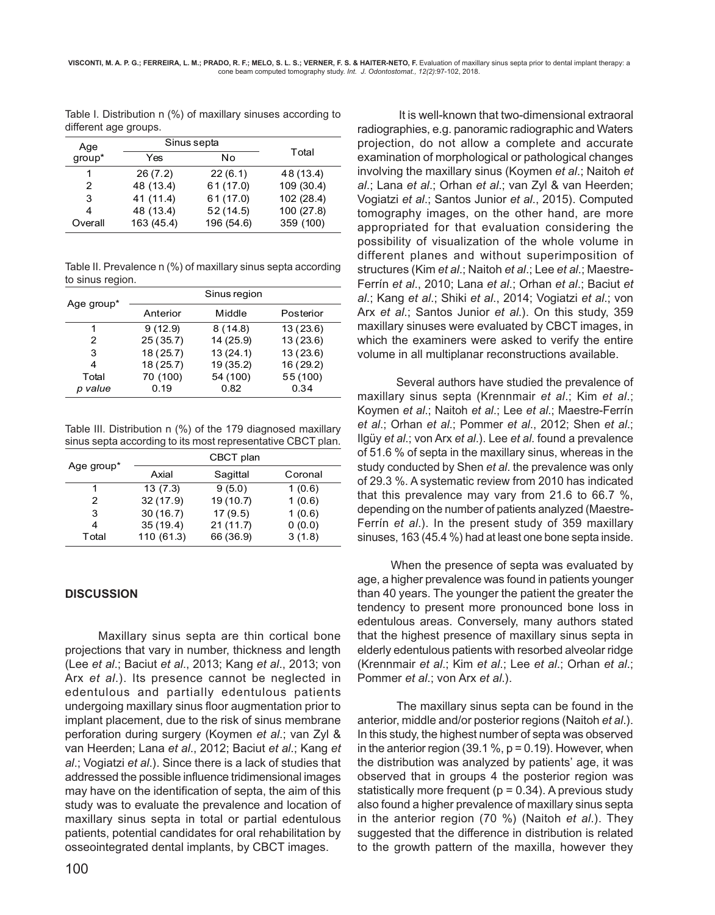Table I. Distribution n (%) of maxillary sinuses according to different age groups.

| Age group* | Sinus septa | | Total |
|---|---|---|---|
| | Yes | No | |
| 1 | 26 (7.2) | 22 (6.1) | 48 (13.4) |
| 2 | 48 (13.4) | 61 (17.0) | 109 (30.4) |
| 3 | 41 (11.4) | 61 (17.0) | 102 (28.4) |
| 4 | 48 (13.4) | 52 (14.5) | 100 (27.8) |
| Overall | 163 (45.4) | 196 (54.6) | 359 (100) |

Table II. Prevalence n (%) of maxillary sinus septa according to sinus region.

| Age group* | Sinus region | | |
|---|---|---|---|
| | Anterior | Middle | Posterior |
| 1 | 9 (12.9) | 8 (14.8) | 13 (23.6) |
| 2 | 25 (35.7) | 14 (25.9) | 13 (23.6) |
| 3 | 18 (25.7) | 13 (24.1) | 13 (23.6) |
| 4 | 18 (25.7) | 19 (35.2) | 16 (29.2) |
| Total | 70 (100) | 54 (100) | 55 (100) |
| *p value* | 0.19 | 0.82 | 0.34 |

Table III. Distribution n (%) of the 179 diagnosed maxillary sinus septa according to its most representative CBCT plan.

| Age group* | CBCT plan | | |
|---|---|---|---|
| | Axial | Sagittal | Coronal |
| 1 | 13 (7.3) | 9 (5.0) | 1 (0.6) |
| 2 | 32 (17.9) | 19 (10.7) | 1 (0.6) |
| 3 | 30 (16.7) | 17 (9.5) | 1 (0.6) |
| 4 | 35 (19.4) | 21 (11.7) | 0 (0.0) |
| Total | 110 (61.3) | 66 (36.9) | 3 (1.8) |

## DISCUSSION

Maxillary sinus septa are thin cortical bone projections that vary in number, thickness and length (Lee *et al*.; Baciut *et al*., 2013; Kang *et al*., 2013; von Arx *et al*.). Its presence cannot be neglected in edentulous and partially edentulous patients undergoing maxillary sinus floor augmentation prior to implant placement, due to the risk of sinus membrane perforation during surgery (Koymen *et al*.; van Zyl & van Heerden; Lana *et al*., 2012; Baciut *et al*.; Kang *et al*.; Vogiatzi *et al*.). Since there is a lack of studies that addressed the possible influence tridimensional images may have on the identification of septa, the aim of this study was to evaluate the prevalence and location of maxillary sinus septa in total or partial edentulous patients, potential candidates for oral rehabilitation by osseointegrated dental implants, by CBCT images.

It is well-known that two-dimensional extraoral radiographies, e.g. panoramic radiographic and Waters projection, do not allow a complete and accurate examination of morphological or pathological changes involving the maxillary sinus (Koymen *et al*.; Naitoh *et al*.; Lana *et al*.; Orhan *et al*.; van Zyl & van Heerden; Vogiatzi *et al*.; Santos Junior *et al*., 2015). Computed tomography images, on the other hand, are more appropriated for that evaluation considering the possibility of visualization of the whole volume in different planes and without superimposition of structures (Kim *et al*.; Naitoh *et al*.; Lee *et al*.; Maestre-Ferrín *et al*., 2010; Lana *et al*.; Orhan *et al*.; Baciut *et al*.; Kang *et al*.; Shiki *et al*., 2014; Vogiatzi *et al*.; von Arx *et al*.; Santos Junior *et al*.). On this study, 359 maxillary sinuses were evaluated by CBCT images, in which the examiners were asked to verify the entire volume in all multiplanar reconstructions available.

Several authors have studied the prevalence of maxillary sinus septa (Krennmair *et al*.; Kim *et al*.; Koymen *et al*.; Naitoh *et al*.; Lee *et al*.; Maestre-Ferrín *et al*.; Orhan *et al*.; Pommer *et al*., 2012; Shen *et al*.; Ilgüy *et al*.; von Arx *et al*.). Lee *et al*. found a prevalence of 51.6 % of septa in the maxillary sinus, whereas in the study conducted by Shen *et al*. the prevalence was only of 29.3 %. A systematic review from 2010 has indicated that this prevalence may vary from 21.6 to 66.7 %, depending on the number of patients analyzed (Maestre-Ferrín *et al*.). In the present study of 359 maxillary sinuses, 163 (45.4 %) had at least one bone septa inside.

When the presence of septa was evaluated by age, a higher prevalence was found in patients younger than 40 years. The younger the patient the greater the tendency to present more pronounced bone loss in edentulous areas. Conversely, many authors stated that the highest presence of maxillary sinus septa in elderly edentulous patients with resorbed alveolar ridge (Krennmair *et al*.; Kim *et al*.; Lee *et al*.; Orhan *et al*.; Pommer *et al*.; von Arx *et al*.).

The maxillary sinus septa can be found in the anterior, middle and/or posterior regions (Naitoh *et al*.). In this study, the highest number of septa was observed in the anterior region (39.1 %, p = 0.19). However, when the distribution was analyzed by patients' age, it was observed that in groups 4 the posterior region was statistically more frequent (p = 0.34). A previous study also found a higher prevalence of maxillary sinus septa in the anterior region (70 %) (Naitoh *et al*.). They suggested that the difference in distribution is related to the growth pattern of the maxilla, however they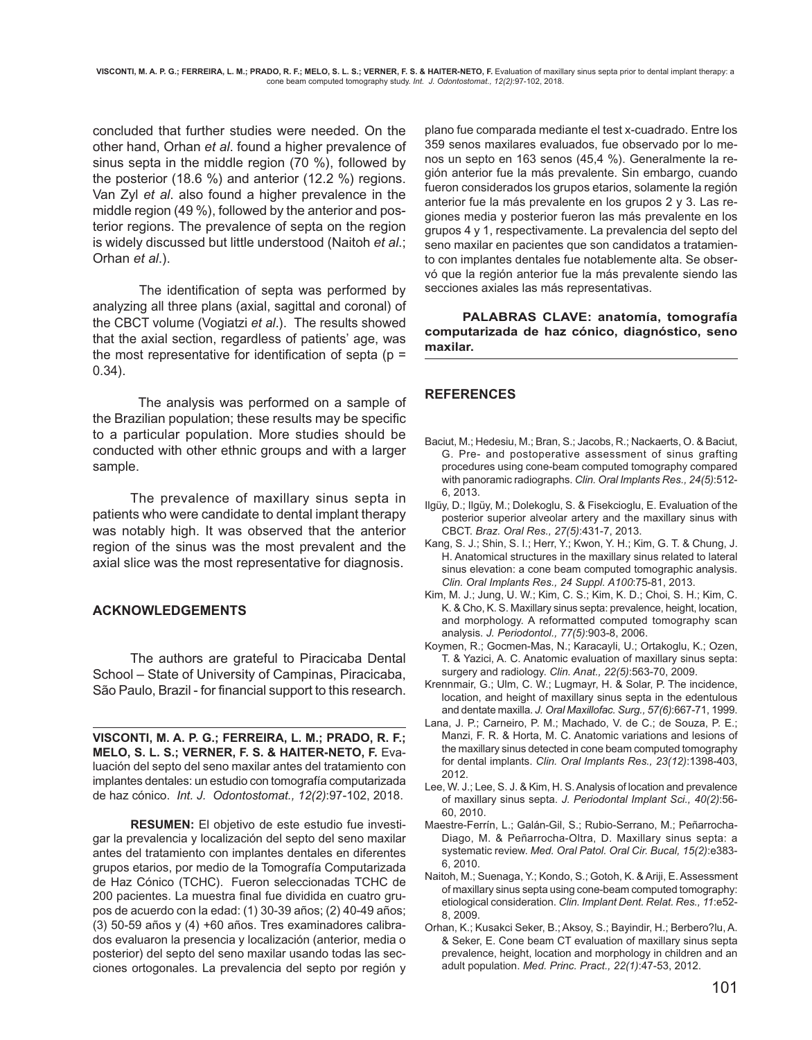concluded that further studies were needed. On the other hand, Orhan *et al*. found a higher prevalence of sinus septa in the middle region (70 %), followed by the posterior (18.6 %) and anterior (12.2 %) regions. Van Zyl *et al*. also found a higher prevalence in the middle region (49 %), followed by the anterior and posterior regions. The prevalence of septa on the region is widely discussed but little understood (Naitoh *et al*.; Orhan *et al*.).

The identification of septa was performed by analyzing all three plans (axial, sagittal and coronal) of the CBCT volume (Vogiatzi *et al*.). The results showed that the axial section, regardless of patients' age, was the most representative for identification of septa ($p = 0.34$).

The analysis was performed on a sample of the Brazilian population; these results may be specific to a particular population. More studies should be conducted with other ethnic groups and with a larger sample.

The prevalence of maxillary sinus septa in patients who were candidate to dental implant therapy was notably high. It was observed that the anterior region of the sinus was the most prevalent and the axial slice was the most representative for diagnosis.

## ACKNOWLEDGEMENTS

The authors are grateful to Piracicaba Dental School – State of University of Campinas, Piracicaba, São Paulo, Brazil - for financial support to this research.

---

**VISCONTI, M. A. P. G.; FERREIRA, L. M.; PRADO, R. F.; MELO, S. L. S.; VERNER, F. S. & HAITER-NETO, F.** Evaluación del septo del seno maxilar antes del tratamiento con implantes dentales: un estudio con tomografía computarizada de haz cónico. *Int. J. Odontostomat., 12(2)*:97-102, 2018.

**RESUMEN:** El objetivo de este estudio fue investigar la prevalencia y localización del septo del seno maxilar antes del tratamiento con implantes dentales en diferentes grupos etarios, por medio de la Tomografía Computarizada de Haz Cónico (TCHC). Fueron seleccionadas TCHC de 200 pacientes. La muestra final fue dividida en cuatro grupos de acuerdo con la edad: (1) 30-39 años; (2) 40-49 años; (3) 50-59 años y (4) +60 años. Tres examinadores calibrados evaluaron la presencia y localización (anterior, media o posterior) del septo del seno maxilar usando todas las secciones ortogonales. La prevalencia del septo por región y plano fue comparada mediante el test x-cuadrado. Entre los 359 senos maxilares evaluados, fue observado por lo menos un septo en 163 senos (45,4 %). Generalmente la región anterior fue la más prevalente. Sin embargo, cuando fueron considerados los grupos etarios, solamente la región anterior fue la más prevalente en los grupos 2 y 3. Las regiones media y posterior fueron las más prevalente en los grupos 4 y 1, respectivamente. La prevalencia del septo del seno maxilar en pacientes que son candidatos a tratamiento con implantes dentales fue notablemente alta. Se observó que la región anterior fue la más prevalente siendo las secciones axiales las más representativas.

**PALABRAS CLAVE: anatomía, tomografía computarizada de haz cónico, diagnóstico, seno maxilar.**

---

## REFERENCES

Baciut, M.; Hedesiu, M.; Bran, S.; Jacobs, R.; Nackaerts, O. & Baciut, G. Pre- and postoperative assessment of sinus grafting procedures using cone-beam computed tomography compared with panoramic radiographs. *Clin. Oral Implants Res., 24(5)*:512-6, 2013.

Ilgüy, D.; Ilgüy, M.; Dolekoglu, S. & Fisekcioglu, E. Evaluation of the posterior superior alveolar artery and the maxillary sinus with CBCT. *Braz. Oral Res., 27(5)*:431-7, 2013.

Kang, S. J.; Shin, S. I.; Herr, Y.; Kwon, Y. H.; Kim, G. T. & Chung, J. H. Anatomical structures in the maxillary sinus related to lateral sinus elevation: a cone beam computed tomographic analysis. *Clin. Oral Implants Res., 24 Suppl. A100*:75-81, 2013.

Kim, M. J.; Jung, U. W.; Kim, C. S.; Kim, K. D.; Choi, S. H.; Kim, C. K. & Cho, K. S. Maxillary sinus septa: prevalence, height, location, and morphology. A reformatted computed tomography scan analysis. *J. Periodontol., 77(5)*:903-8, 2006.

Koymen, R.; Gocmen-Mas, N.; Karacayli, U.; Ortakoglu, K.; Ozen, T. & Yazici, A. C. Anatomic evaluation of maxillary sinus septa: surgery and radiology. *Clin. Anat., 22(5)*:563-70, 2009.

Krennmair, G.; Ulm, C. W.; Lugmayr, H. & Solar, P. The incidence, location, and height of maxillary sinus septa in the edentulous and dentate maxilla. *J. Oral Maxillofac. Surg., 57(6)*:667-71, 1999.

Lana, J. P.; Carneiro, P. M.; Machado, V. de C.; de Souza, P. E.; Manzi, F. R. & Horta, M. C. Anatomic variations and lesions of the maxillary sinus detected in cone beam computed tomography for dental implants. *Clin. Oral Implants Res., 23(12)*:1398-403, 2012.

Lee, W. J.; Lee, S. J. & Kim, H. S. Analysis of location and prevalence of maxillary sinus septa. *J. Periodontal Implant Sci., 40(2)*:56-60, 2010.

Maestre-Ferrín, L.; Galán-Gil, S.; Rubio-Serrano, M.; Peñarrocha-Diago, M. & Peñarrocha-Oltra, D. Maxillary sinus septa: a systematic review. *Med. Oral Patol. Oral Cir. Bucal, 15(2)*:e383-6, 2010.

Naitoh, M.; Suenaga, Y.; Kondo, S.; Gotoh, K. & Ariji, E. Assessment of maxillary sinus septa using cone-beam computed tomography: etiological consideration. *Clin. Implant Dent. Relat. Res., 11*:e52-8, 2009.

Orhan, K.; Kusakci Seker, B.; Aksoy, S.; Bayindir, H.; Berbero?lu, A. & Seker, E. Cone beam CT evaluation of maxillary sinus septa prevalence, height, location and morphology in children and an adult population. *Med. Princ. Pract., 22(1)*:47-53, 2012.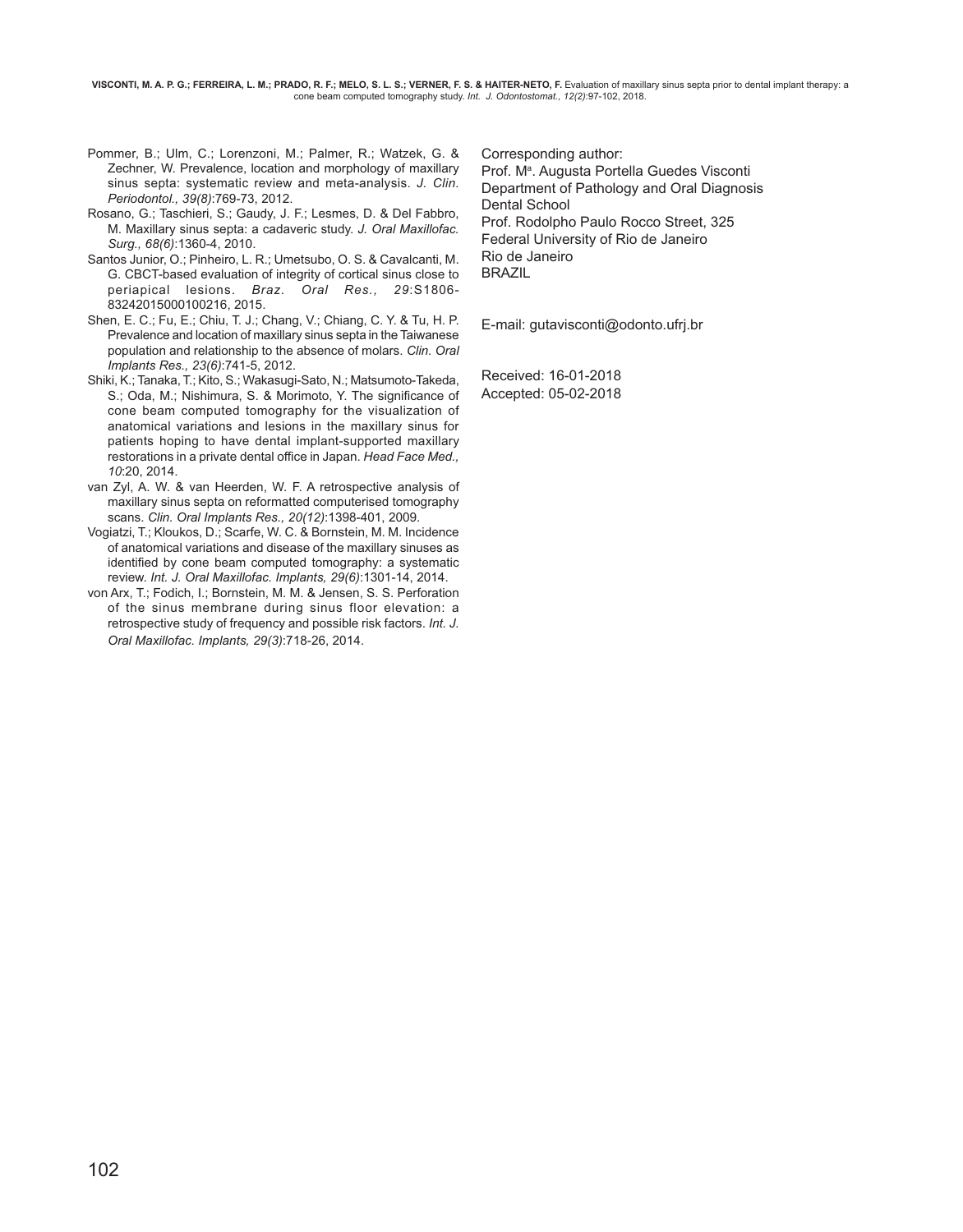Pommer, B.; Ulm, C.; Lorenzoni, M.; Palmer, R.; Watzek, G. & Zechner, W. Prevalence, location and morphology of maxillary sinus septa: systematic review and meta-analysis. *J. Clin. Periodontol., 39(8)*:769-73, 2012.

Rosano, G.; Taschieri, S.; Gaudy, J. F.; Lesmes, D. & Del Fabbro, M. Maxillary sinus septa: a cadaveric study. *J. Oral Maxillofac. Surg., 68(6)*:1360-4, 2010.

Santos Junior, O.; Pinheiro, L. R.; Umetsubo, O. S. & Cavalcanti, M. G. CBCT-based evaluation of integrity of cortical sinus close to periapical lesions. *Braz. Oral Res., 29*:S1806-83242015000100216, 2015.

Shen, E. C.; Fu, E.; Chiu, T. J.; Chang, V.; Chiang, C. Y. & Tu, H. P. Prevalence and location of maxillary sinus septa in the Taiwanese population and relationship to the absence of molars. *Clin. Oral Implants Res., 23(6)*:741-5, 2012.

Shiki, K.; Tanaka, T.; Kito, S.; Wakasugi-Sato, N.; Matsumoto-Takeda, S.; Oda, M.; Nishimura, S. & Morimoto, Y. The significance of cone beam computed tomography for the visualization of anatomical variations and lesions in the maxillary sinus for patients hoping to have dental implant-supported maxillary restorations in a private dental office in Japan. *Head Face Med., 10*:20, 2014.

van Zyl, A. W. & van Heerden, W. F. A retrospective analysis of maxillary sinus septa on reformatted computerised tomography scans. *Clin. Oral Implants Res., 20(12)*:1398-401, 2009.

Vogiatzi, T.; Kloukos, D.; Scarfe, W. C. & Bornstein, M. M. Incidence of anatomical variations and disease of the maxillary sinuses as identified by cone beam computed tomography: a systematic review. *Int. J. Oral Maxillofac. Implants, 29(6)*:1301-14, 2014.

von Arx, T.; Fodich, I.; Bornstein, M. M. & Jensen, S. S. Perforation of the sinus membrane during sinus floor elevation: a retrospective study of frequency and possible risk factors. *Int. J. Oral Maxillofac. Implants, 29(3)*:718-26, 2014.

Corresponding author:
Prof. Mª. Augusta Portella Guedes Visconti
Department of Pathology and Oral Diagnosis
Dental School
Prof. Rodolpho Paulo Rocco Street, 325
Federal University of Rio de Janeiro
Rio de Janeiro
BRAZIL

E-mail: gutavisconti@odonto.ufrj.br

Received: 16-01-2018
Accepted: 05-02-2018